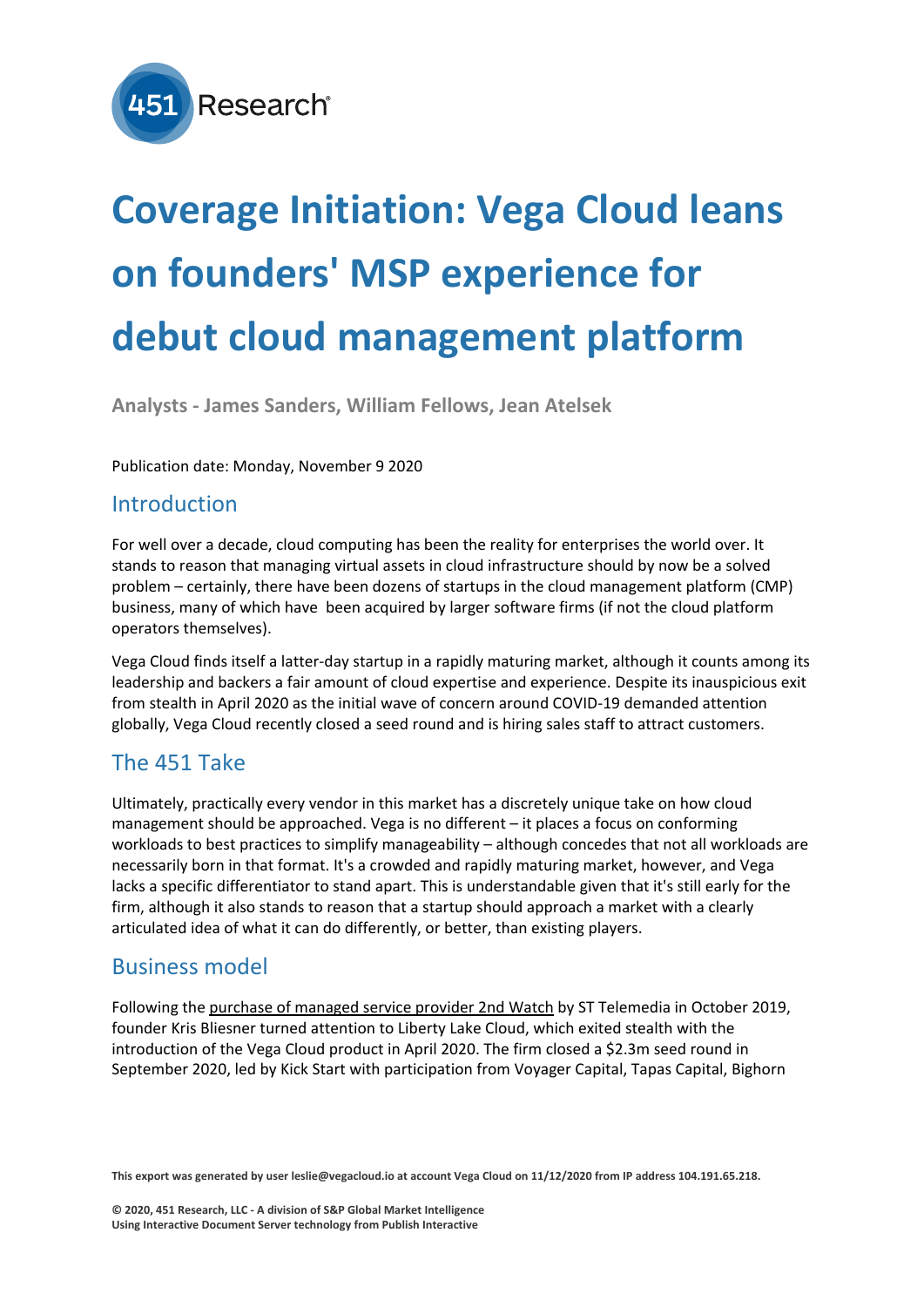# Coverage Initiation: Vega Cloud leans on founders' MSP experience for debut cloud management platform

**Analysts - James Sanders, William Fellows, Jean Atelsek**

Publication date: Monday, November 9 2020

## Introduction

For well over a decade, cloud computing has been the reality for enterprises the world over. It stands to reason that managing virtual assets in cloud infrastructure should by now be a solved problem – certainly, there have been dozens of startups in the cloud management platform (CMP) business, many of which have been acquired by larger software firms (if not the cloud platform operators themselves).

Vega Cloud finds itself a latter-day startup in a rapidly maturing market, although it counts among its leadership and backers a fair amount of cloud expertise and experience. Despite its inauspicious exit from stealth in April 2020 as the initial wave of concern around COVID-19 demanded attention globally, Vega Cloud recently closed a seed round and is hiring sales staff to attract customers.

## The 451 Take

Ultimately, practically every vendor in this market has a discretely unique take on how cloud management should be approached. Vega is no different – it places a focus on conforming workloads to best practices to simplify manageability – although concedes that not all workloads are necessarily born in that format. It's a crowded and rapidly maturing market, however, and Vega lacks a specific differentiator to stand apart. This is understandable given that it's still early for the firm, although it also stands to reason that a startup should approach a market with a clearly articulated idea of what it can do differently, or better, than existing players.

## Business model

Following the purchase of managed service provider 2nd Watch by ST Telemedia in October 2019, founder Kris Bliesner turned attention to Liberty Lake Cloud, which exited stealth with the introduction of the Vega Cloud product in April 2020. The firm closed a $2.3m seed round in September 2020, led by Kick Start with participation from Voyager Capital, Tapas Capital, Bighorn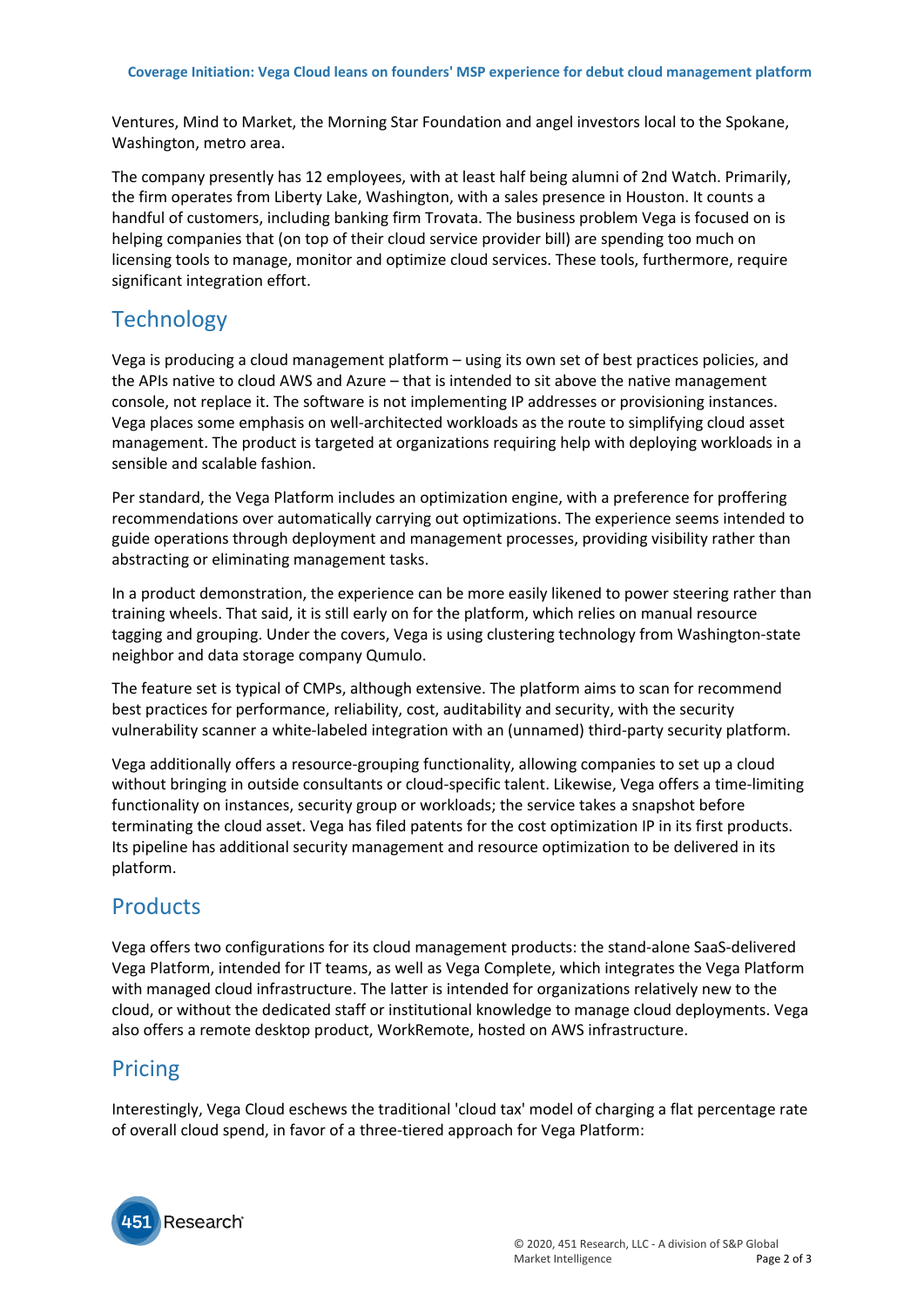Ventures, Mind to Market, the Morning Star Foundation and angel investors local to the Spokane, Washington, metro area.

The company presently has 12 employees, with at least half being alumni of 2nd Watch. Primarily, the firm operates from Liberty Lake, Washington, with a sales presence in Houston. It counts a handful of customers, including banking firm Trovata. The business problem Vega is focused on is helping companies that (on top of their cloud service provider bill) are spending too much on licensing tools to manage, monitor and optimize cloud services. These tools, furthermore, require significant integration effort.

## Technology

Vega is producing a cloud management platform – using its own set of best practices policies, and the APIs native to cloud AWS and Azure – that is intended to sit above the native management console, not replace it. The software is not implementing IP addresses or provisioning instances. Vega places some emphasis on well-architected workloads as the route to simplifying cloud asset management. The product is targeted at organizations requiring help with deploying workloads in a sensible and scalable fashion.

Per standard, the Vega Platform includes an optimization engine, with a preference for proffering recommendations over automatically carrying out optimizations. The experience seems intended to guide operations through deployment and management processes, providing visibility rather than abstracting or eliminating management tasks.

In a product demonstration, the experience can be more easily likened to power steering rather than training wheels. That said, it is still early on for the platform, which relies on manual resource tagging and grouping. Under the covers, Vega is using clustering technology from Washington-state neighbor and data storage company Qumulo.

The feature set is typical of CMPs, although extensive. The platform aims to scan for recommend best practices for performance, reliability, cost, auditability and security, with the security vulnerability scanner a white-labeled integration with an (unnamed) third-party security platform.

Vega additionally offers a resource-grouping functionality, allowing companies to set up a cloud without bringing in outside consultants or cloud-specific talent. Likewise, Vega offers a time-limiting functionality on instances, security group or workloads; the service takes a snapshot before terminating the cloud asset. Vega has filed patents for the cost optimization IP in its first products. Its pipeline has additional security management and resource optimization to be delivered in its platform.

## Products

Vega offers two configurations for its cloud management products: the stand-alone SaaS-delivered Vega Platform, intended for IT teams, as well as Vega Complete, which integrates the Vega Platform with managed cloud infrastructure. The latter is intended for organizations relatively new to the cloud, or without the dedicated staff or institutional knowledge to manage cloud deployments. Vega also offers a remote desktop product, WorkRemote, hosted on AWS infrastructure.

## Pricing

Interestingly, Vega Cloud eschews the traditional 'cloud tax' model of charging a flat percentage rate of overall cloud spend, in favor of a three-tiered approach for Vega Platform: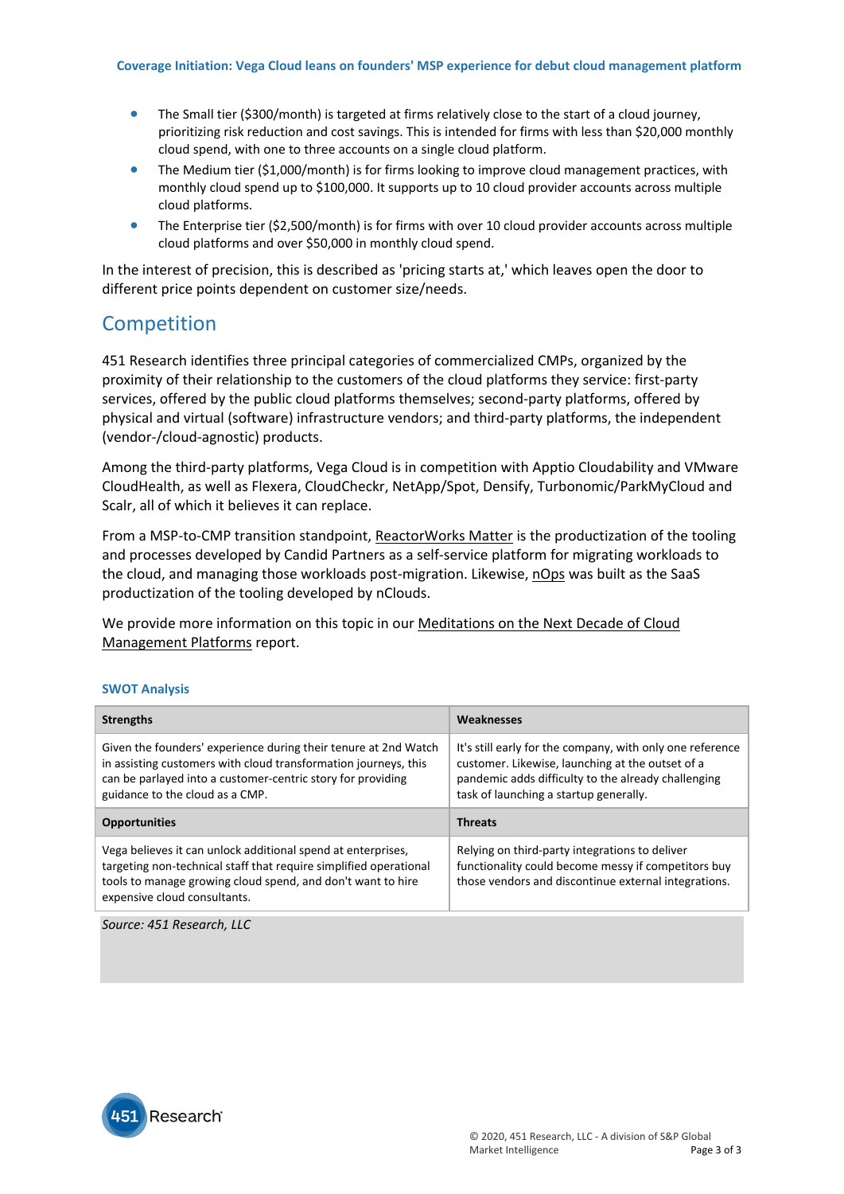- The Small tier ($300/month) is targeted at firms relatively close to the start of a cloud journey, prioritizing risk reduction and cost savings. This is intended for firms with less than $20,000 monthly cloud spend, with one to three accounts on a single cloud platform.
- The Medium tier ($1,000/month) is for firms looking to improve cloud management practices, with monthly cloud spend up to $100,000. It supports up to 10 cloud provider accounts across multiple cloud platforms.
- The Enterprise tier ($2,500/month) is for firms with over 10 cloud provider accounts across multiple cloud platforms and over $50,000 in monthly cloud spend.

In the interest of precision, this is described as 'pricing starts at,' which leaves open the door to different price points dependent on customer size/needs.

## Competition

451 Research identifies three principal categories of commercialized CMPs, organized by the proximity of their relationship to the customers of the cloud platforms they service: first-party services, offered by the public cloud platforms themselves; second-party platforms, offered by physical and virtual (software) infrastructure vendors; and third-party platforms, the independent (vendor-/cloud-agnostic) products.

Among the third-party platforms, Vega Cloud is in competition with Apptio Cloudability and VMware CloudHealth, as well as Flexera, CloudCheckr, NetApp/Spot, Densify, Turbonomic/ParkMyCloud and Scalr, all of which it believes it can replace.

From a MSP-to-CMP transition standpoint, ReactorWorks Matter is the productization of the tooling and processes developed by Candid Partners as a self-service platform for migrating workloads to the cloud, and managing those workloads post-migration. Likewise, nOps was built as the SaaS productization of the tooling developed by nClouds.

We provide more information on this topic in our Meditations on the Next Decade of Cloud Management Platforms report.

### SWOT Analysis

| Strengths | Weaknesses |
|---|---|
| Given the founders' experience during their tenure at 2nd Watch in assisting customers with cloud transformation journeys, this can be parlayed into a customer-centric story for providing guidance to the cloud as a CMP. | It's still early for the company, with only one reference customer. Likewise, launching at the outset of a pandemic adds difficulty to the already challenging task of launching a startup generally. |
| **Opportunities** | **Threats** |
| Vega believes it can unlock additional spend at enterprises, targeting non-technical staff that require simplified operational tools to manage growing cloud spend, and don't want to hire expensive cloud consultants. | Relying on third-party integrations to deliver functionality could become messy if competitors buy those vendors and discontinue external integrations. |

*Source: 451 Research, LLC*